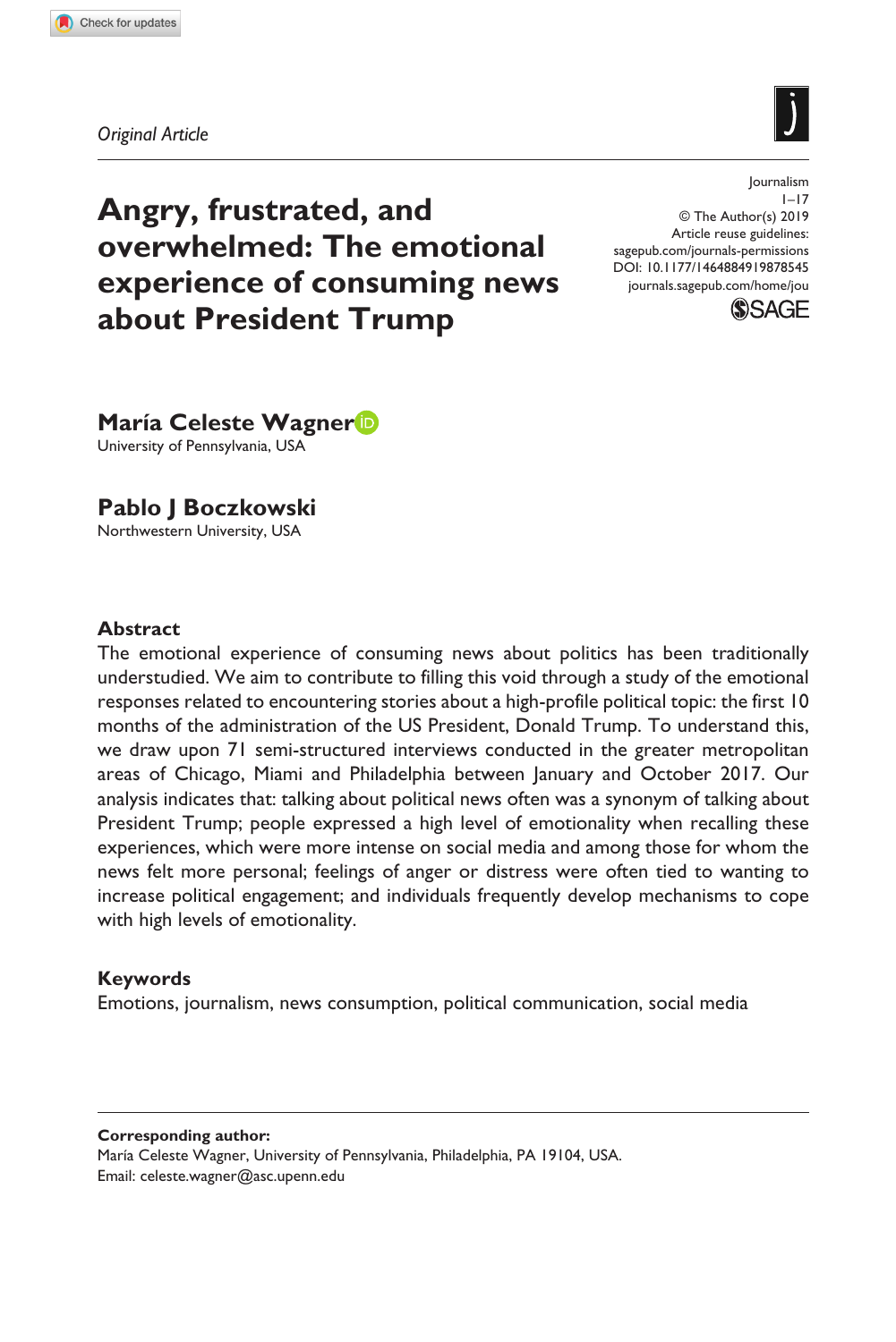*Original Article*

# Angry, frustrated, and overwhelmed: The emotional experience of consuming news about President Trump

Journalism
1–17
© The Author(s) 2019
Article reuse guidelines:
sagepub.com/journals-permissions
DOI: 10.1177/1464884919878545
journals.sagepub.com/home/jou

**María Celeste Wagner**
University of Pennsylvania, USA

**Pablo J Boczkowski**
Northwestern University, USA

## Abstract

The emotional experience of consuming news about politics has been traditionally understudied. We aim to contribute to filling this void through a study of the emotional responses related to encountering stories about a high-profile political topic: the first 10 months of the administration of the US President, Donald Trump. To understand this, we draw upon 71 semi-structured interviews conducted in the greater metropolitan areas of Chicago, Miami and Philadelphia between January and October 2017. Our analysis indicates that: talking about political news often was a synonym of talking about President Trump; people expressed a high level of emotionality when recalling these experiences, which were more intense on social media and among those for whom the news felt more personal; feelings of anger or distress were often tied to wanting to increase political engagement; and individuals frequently develop mechanisms to cope with high levels of emotionality.

## Keywords

Emotions, journalism, news consumption, political communication, social media

**Corresponding author:**
María Celeste Wagner, University of Pennsylvania, Philadelphia, PA 19104, USA.
Email: celeste.wagner@asc.upenn.edu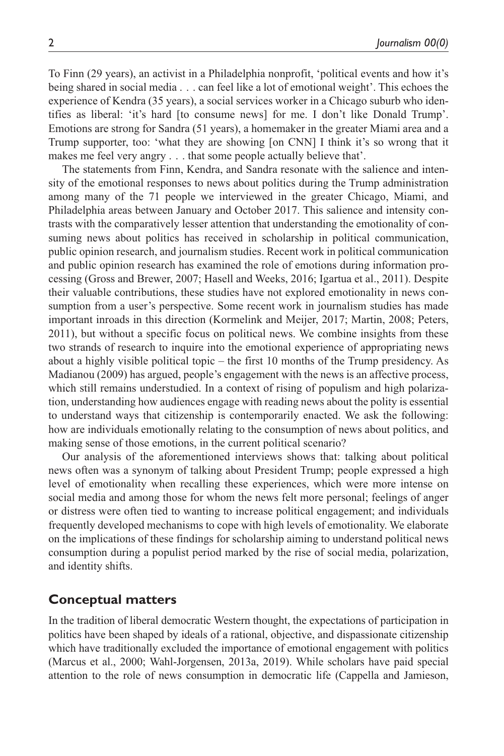To Finn (29 years), an activist in a Philadelphia nonprofit, 'political events and how it's being shared in social media . . . can feel like a lot of emotional weight'. This echoes the experience of Kendra (35 years), a social services worker in a Chicago suburb who identifies as liberal: 'it's hard [to consume news] for me. I don't like Donald Trump'. Emotions are strong for Sandra (51 years), a homemaker in the greater Miami area and a Trump supporter, too: 'what they are showing [on CNN] I think it's so wrong that it makes me feel very angry . . . that some people actually believe that'.

The statements from Finn, Kendra, and Sandra resonate with the salience and intensity of the emotional responses to news about politics during the Trump administration among many of the 71 people we interviewed in the greater Chicago, Miami, and Philadelphia areas between January and October 2017. This salience and intensity contrasts with the comparatively lesser attention that understanding the emotionality of consuming news about politics has received in scholarship in political communication, public opinion research, and journalism studies. Recent work in political communication and public opinion research has examined the role of emotions during information processing (Gross and Brewer, 2007; Hasell and Weeks, 2016; Igartua et al., 2011). Despite their valuable contributions, these studies have not explored emotionality in news consumption from a user's perspective. Some recent work in journalism studies has made important inroads in this direction (Kormelink and Meijer, 2017; Martin, 2008; Peters, 2011), but without a specific focus on political news. We combine insights from these two strands of research to inquire into the emotional experience of appropriating news about a highly visible political topic – the first 10 months of the Trump presidency. As Madianou (2009) has argued, people's engagement with the news is an affective process, which still remains understudied. In a context of rising of populism and high polarization, understanding how audiences engage with reading news about the polity is essential to understand ways that citizenship is contemporarily enacted. We ask the following: how are individuals emotionally relating to the consumption of news about politics, and making sense of those emotions, in the current political scenario?

Our analysis of the aforementioned interviews shows that: talking about political news often was a synonym of talking about President Trump; people expressed a high level of emotionality when recalling these experiences, which were more intense on social media and among those for whom the news felt more personal; feelings of anger or distress were often tied to wanting to increase political engagement; and individuals frequently developed mechanisms to cope with high levels of emotionality. We elaborate on the implications of these findings for scholarship aiming to understand political news consumption during a populist period marked by the rise of social media, polarization, and identity shifts.

## Conceptual matters

In the tradition of liberal democratic Western thought, the expectations of participation in politics have been shaped by ideals of a rational, objective, and dispassionate citizenship which have traditionally excluded the importance of emotional engagement with politics (Marcus et al., 2000; Wahl-Jorgensen, 2013a, 2019). While scholars have paid special attention to the role of news consumption in democratic life (Cappella and Jamieson,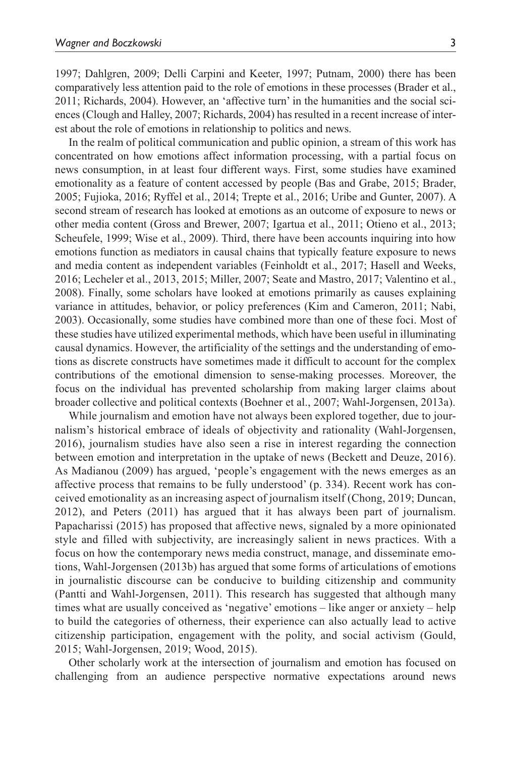1997; Dahlgren, 2009; Delli Carpini and Keeter, 1997; Putnam, 2000) there has been comparatively less attention paid to the role of emotions in these processes (Brader et al., 2011; Richards, 2004). However, an 'affective turn' in the humanities and the social sciences (Clough and Halley, 2007; Richards, 2004) has resulted in a recent increase of interest about the role of emotions in relationship to politics and news.

In the realm of political communication and public opinion, a stream of this work has concentrated on how emotions affect information processing, with a partial focus on news consumption, in at least four different ways. First, some studies have examined emotionality as a feature of content accessed by people (Bas and Grabe, 2015; Brader, 2005; Fujioka, 2016; Ryffel et al., 2014; Trepte et al., 2016; Uribe and Gunter, 2007). A second stream of research has looked at emotions as an outcome of exposure to news or other media content (Gross and Brewer, 2007; Igartua et al., 2011; Otieno et al., 2013; Scheufele, 1999; Wise et al., 2009). Third, there have been accounts inquiring into how emotions function as mediators in causal chains that typically feature exposure to news and media content as independent variables (Feinholdt et al., 2017; Hasell and Weeks, 2016; Lecheler et al., 2013, 2015; Miller, 2007; Seate and Mastro, 2017; Valentino et al., 2008). Finally, some scholars have looked at emotions primarily as causes explaining variance in attitudes, behavior, or policy preferences (Kim and Cameron, 2011; Nabi, 2003). Occasionally, some studies have combined more than one of these foci. Most of these studies have utilized experimental methods, which have been useful in illuminating causal dynamics. However, the artificiality of the settings and the understanding of emotions as discrete constructs have sometimes made it difficult to account for the complex contributions of the emotional dimension to sense-making processes. Moreover, the focus on the individual has prevented scholarship from making larger claims about broader collective and political contexts (Boehner et al., 2007; Wahl-Jorgensen, 2013a).

While journalism and emotion have not always been explored together, due to journalism's historical embrace of ideals of objectivity and rationality (Wahl-Jorgensen, 2016), journalism studies have also seen a rise in interest regarding the connection between emotion and interpretation in the uptake of news (Beckett and Deuze, 2016). As Madianou (2009) has argued, 'people's engagement with the news emerges as an affective process that remains to be fully understood' (p. 334). Recent work has conceived emotionality as an increasing aspect of journalism itself (Chong, 2019; Duncan, 2012), and Peters (2011) has argued that it has always been part of journalism. Papacharissi (2015) has proposed that affective news, signaled by a more opinionated style and filled with subjectivity, are increasingly salient in news practices. With a focus on how the contemporary news media construct, manage, and disseminate emotions, Wahl-Jorgensen (2013b) has argued that some forms of articulations of emotions in journalistic discourse can be conducive to building citizenship and community (Pantti and Wahl-Jorgensen, 2011). This research has suggested that although many times what are usually conceived as 'negative' emotions – like anger or anxiety – help to build the categories of otherness, their experience can also actually lead to active citizenship participation, engagement with the polity, and social activism (Gould, 2015; Wahl-Jorgensen, 2019; Wood, 2015).

Other scholarly work at the intersection of journalism and emotion has focused on challenging from an audience perspective normative expectations around news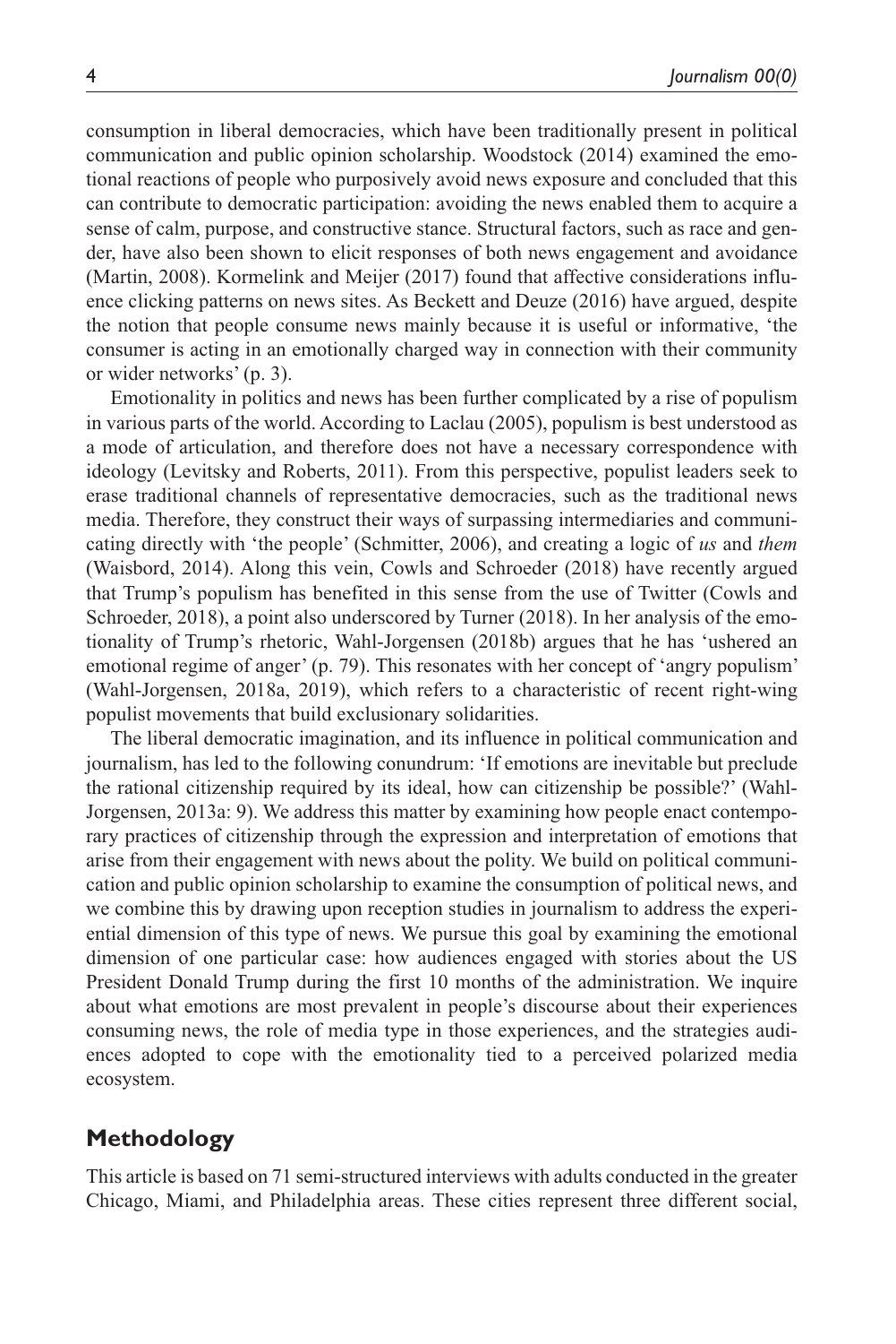consumption in liberal democracies, which have been traditionally present in political communication and public opinion scholarship. Woodstock (2014) examined the emotional reactions of people who purposively avoid news exposure and concluded that this can contribute to democratic participation: avoiding the news enabled them to acquire a sense of calm, purpose, and constructive stance. Structural factors, such as race and gender, have also been shown to elicit responses of both news engagement and avoidance (Martin, 2008). Kormelink and Meijer (2017) found that affective considerations influence clicking patterns on news sites. As Beckett and Deuze (2016) have argued, despite the notion that people consume news mainly because it is useful or informative, 'the consumer is acting in an emotionally charged way in connection with their community or wider networks' (p. 3).

Emotionality in politics and news has been further complicated by a rise of populism in various parts of the world. According to Laclau (2005), populism is best understood as a mode of articulation, and therefore does not have a necessary correspondence with ideology (Levitsky and Roberts, 2011). From this perspective, populist leaders seek to erase traditional channels of representative democracies, such as the traditional news media. Therefore, they construct their ways of surpassing intermediaries and communicating directly with 'the people' (Schmitter, 2006), and creating a logic of *us* and *them* (Waisbord, 2014). Along this vein, Cowls and Schroeder (2018) have recently argued that Trump's populism has benefited in this sense from the use of Twitter (Cowls and Schroeder, 2018), a point also underscored by Turner (2018). In her analysis of the emotionality of Trump's rhetoric, Wahl-Jorgensen (2018b) argues that he has 'ushered an emotional regime of anger' (p. 79). This resonates with her concept of 'angry populism' (Wahl-Jorgensen, 2018a, 2019), which refers to a characteristic of recent right-wing populist movements that build exclusionary solidarities.

The liberal democratic imagination, and its influence in political communication and journalism, has led to the following conundrum: 'If emotions are inevitable but preclude the rational citizenship required by its ideal, how can citizenship be possible?' (Wahl-Jorgensen, 2013a: 9). We address this matter by examining how people enact contemporary practices of citizenship through the expression and interpretation of emotions that arise from their engagement with news about the polity. We build on political communication and public opinion scholarship to examine the consumption of political news, and we combine this by drawing upon reception studies in journalism to address the experiential dimension of this type of news. We pursue this goal by examining the emotional dimension of one particular case: how audiences engaged with stories about the US President Donald Trump during the first 10 months of the administration. We inquire about what emotions are most prevalent in people's discourse about their experiences consuming news, the role of media type in those experiences, and the strategies audiences adopted to cope with the emotionality tied to a perceived polarized media ecosystem.

## Methodology

This article is based on 71 semi-structured interviews with adults conducted in the greater Chicago, Miami, and Philadelphia areas. These cities represent three different social,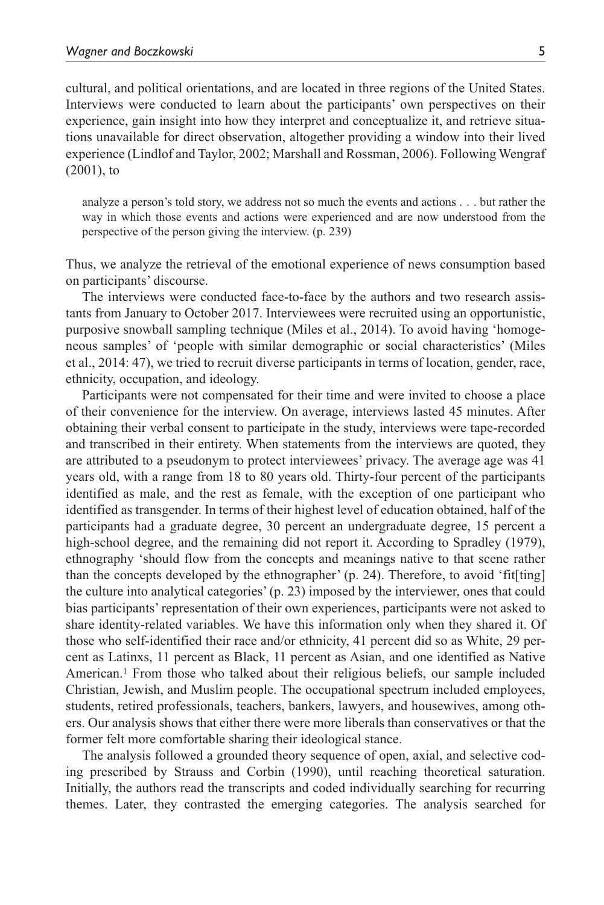cultural, and political orientations, and are located in three regions of the United States. Interviews were conducted to learn about the participants' own perspectives on their experience, gain insight into how they interpret and conceptualize it, and retrieve situations unavailable for direct observation, altogether providing a window into their lived experience (Lindlof and Taylor, 2002; Marshall and Rossman, 2006). Following Wengraf (2001), to

> analyze a person's told story, we address not so much the events and actions . . . but rather the way in which those events and actions were experienced and are now understood from the perspective of the person giving the interview. (p. 239)

Thus, we analyze the retrieval of the emotional experience of news consumption based on participants' discourse.

The interviews were conducted face-to-face by the authors and two research assistants from January to October 2017. Interviewees were recruited using an opportunistic, purposive snowball sampling technique (Miles et al., 2014). To avoid having 'homogeneous samples' of 'people with similar demographic or social characteristics' (Miles et al., 2014: 47), we tried to recruit diverse participants in terms of location, gender, race, ethnicity, occupation, and ideology.

Participants were not compensated for their time and were invited to choose a place of their convenience for the interview. On average, interviews lasted 45 minutes. After obtaining their verbal consent to participate in the study, interviews were tape-recorded and transcribed in their entirety. When statements from the interviews are quoted, they are attributed to a pseudonym to protect interviewees' privacy. The average age was 41 years old, with a range from 18 to 80 years old. Thirty-four percent of the participants identified as male, and the rest as female, with the exception of one participant who identified as transgender. In terms of their highest level of education obtained, half of the participants had a graduate degree, 30 percent an undergraduate degree, 15 percent a high-school degree, and the remaining did not report it. According to Spradley (1979), ethnography 'should flow from the concepts and meanings native to that scene rather than the concepts developed by the ethnographer' (p. 24). Therefore, to avoid 'fit[ting] the culture into analytical categories' (p. 23) imposed by the interviewer, ones that could bias participants' representation of their own experiences, participants were not asked to share identity-related variables. We have this information only when they shared it. Of those who self-identified their race and/or ethnicity, 41 percent did so as White, 29 percent as Latinxs, 11 percent as Black, 11 percent as Asian, and one identified as Native American.[1] From those who talked about their religious beliefs, our sample included Christian, Jewish, and Muslim people. The occupational spectrum included employees, students, retired professionals, teachers, bankers, lawyers, and housewives, among others. Our analysis shows that either there were more liberals than conservatives or that the former felt more comfortable sharing their ideological stance.

The analysis followed a grounded theory sequence of open, axial, and selective coding prescribed by Strauss and Corbin (1990), until reaching theoretical saturation. Initially, the authors read the transcripts and coded individually searching for recurring themes. Later, they contrasted the emerging categories. The analysis searched for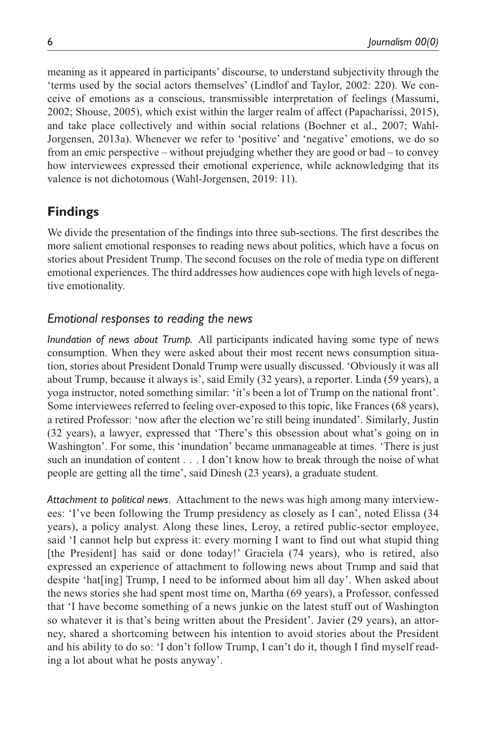meaning as it appeared in participants' discourse, to understand subjectivity through the 'terms used by the social actors themselves' (Lindlof and Taylor, 2002: 220). We conceive of emotions as a conscious, transmissible interpretation of feelings (Massumi, 2002; Shouse, 2005), which exist within the larger realm of affect (Papacharissi, 2015), and take place collectively and within social relations (Boehner et al., 2007; Wahl-Jorgensen, 2013a). Whenever we refer to 'positive' and 'negative' emotions, we do so from an emic perspective – without prejudging whether they are good or bad – to convey how interviewees expressed their emotional experience, while acknowledging that its valence is not dichotomous (Wahl-Jorgensen, 2019: 11).

## Findings

We divide the presentation of the findings into three sub-sections. The first describes the more salient emotional responses to reading news about politics, which have a focus on stories about President Trump. The second focuses on the role of media type on different emotional experiences. The third addresses how audiences cope with high levels of negative emotionality.

### *Emotional responses to reading the news*

*Inundation of news about Trump.* All participants indicated having some type of news consumption. When they were asked about their most recent news consumption situation, stories about President Donald Trump were usually discussed. 'Obviously it was all about Trump, because it always is', said Emily (32 years), a reporter. Linda (59 years), a yoga instructor, noted something similar: 'it's been a lot of Trump on the national front'. Some interviewees referred to feeling over-exposed to this topic, like Frances (68 years), a retired Professor: 'now after the election we're still being inundated'. Similarly, Justin (32 years), a lawyer, expressed that 'There's this obsession about what's going on in Washington'. For some, this 'inundation' became unmanageable at times. 'There is just such an inundation of content . . . I don't know how to break through the noise of what people are getting all the time', said Dinesh (23 years), a graduate student.

*Attachment to political news.* Attachment to the news was high among many interviewees: 'I've been following the Trump presidency as closely as I can', noted Elissa (34 years), a policy analyst. Along these lines, Leroy, a retired public-sector employee, said 'I cannot help but express it: every morning I want to find out what stupid thing [the President] has said or done today!' Graciela (74 years), who is retired, also expressed an experience of attachment to following news about Trump and said that despite 'hat[ing] Trump, I need to be informed about him all day'. When asked about the news stories she had spent most time on, Martha (69 years), a Professor, confessed that 'I have become something of a news junkie on the latest stuff out of Washington so whatever it is that's being written about the President'. Javier (29 years), an attorney, shared a shortcoming between his intention to avoid stories about the President and his ability to do so: 'I don't follow Trump, I can't do it, though I find myself reading a lot about what he posts anyway'.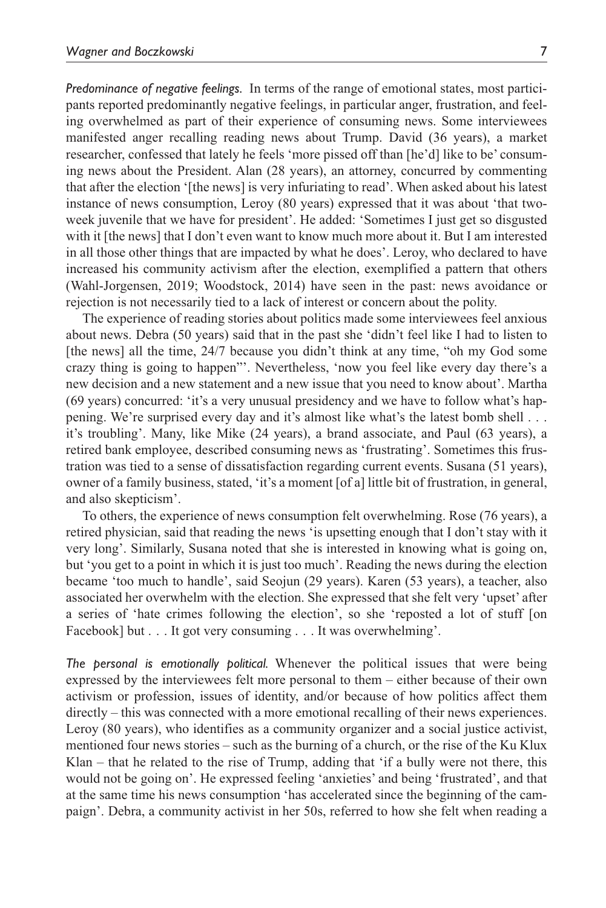*Predominance of negative feelings.* In terms of the range of emotional states, most participants reported predominantly negative feelings, in particular anger, frustration, and feeling overwhelmed as part of their experience of consuming news. Some interviewees manifested anger recalling reading news about Trump. David (36 years), a market researcher, confessed that lately he feels 'more pissed off than [he'd] like to be' consuming news about the President. Alan (28 years), an attorney, concurred by commenting that after the election '[the news] is very infuriating to read'. When asked about his latest instance of news consumption, Leroy (80 years) expressed that it was about 'that two-week juvenile that we have for president'. He added: 'Sometimes I just get so disgusted with it [the news] that I don't even want to know much more about it. But I am interested in all those other things that are impacted by what he does'. Leroy, who declared to have increased his community activism after the election, exemplified a pattern that others (Wahl-Jorgensen, 2019; Woodstock, 2014) have seen in the past: news avoidance or rejection is not necessarily tied to a lack of interest or concern about the polity.

The experience of reading stories about politics made some interviewees feel anxious about news. Debra (50 years) said that in the past she 'didn't feel like I had to listen to [the news] all the time, 24/7 because you didn't think at any time, "oh my God some crazy thing is going to happen"'. Nevertheless, 'now you feel like every day there's a new decision and a new statement and a new issue that you need to know about'. Martha (69 years) concurred: 'it's a very unusual presidency and we have to follow what's happening. We're surprised every day and it's almost like what's the latest bomb shell . . . it's troubling'. Many, like Mike (24 years), a brand associate, and Paul (63 years), a retired bank employee, described consuming news as 'frustrating'. Sometimes this frustration was tied to a sense of dissatisfaction regarding current events. Susana (51 years), owner of a family business, stated, 'it's a moment [of a] little bit of frustration, in general, and also skepticism'.

To others, the experience of news consumption felt overwhelming. Rose (76 years), a retired physician, said that reading the news 'is upsetting enough that I don't stay with it very long'. Similarly, Susana noted that she is interested in knowing what is going on, but 'you get to a point in which it is just too much'. Reading the news during the election became 'too much to handle', said Seojun (29 years). Karen (53 years), a teacher, also associated her overwhelm with the election. She expressed that she felt very 'upset' after a series of 'hate crimes following the election', so she 'reposted a lot of stuff [on Facebook] but . . . It got very consuming . . . It was overwhelming'.

*The personal is emotionally political.* Whenever the political issues that were being expressed by the interviewees felt more personal to them – either because of their own activism or profession, issues of identity, and/or because of how politics affect them directly – this was connected with a more emotional recalling of their news experiences. Leroy (80 years), who identifies as a community organizer and a social justice activist, mentioned four news stories – such as the burning of a church, or the rise of the Ku Klux Klan – that he related to the rise of Trump, adding that 'if a bully were not there, this would not be going on'. He expressed feeling 'anxieties' and being 'frustrated', and that at the same time his news consumption 'has accelerated since the beginning of the campaign'. Debra, a community activist in her 50s, referred to how she felt when reading a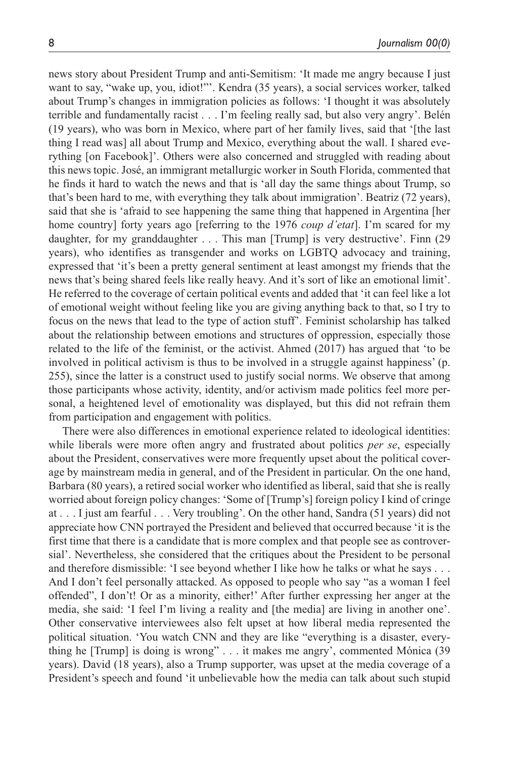news story about President Trump and anti-Semitism: 'It made me angry because I just want to say, "wake up, you, idiot!"'. Kendra (35 years), a social services worker, talked about Trump's changes in immigration policies as follows: 'I thought it was absolutely terrible and fundamentally racist . . . I'm feeling really sad, but also very angry'. Belén (19 years), who was born in Mexico, where part of her family lives, said that '[the last thing I read was] all about Trump and Mexico, everything about the wall. I shared everything [on Facebook]'. Others were also concerned and struggled with reading about this news topic. José, an immigrant metallurgic worker in South Florida, commented that he finds it hard to watch the news and that is 'all day the same things about Trump, so that's been hard to me, with everything they talk about immigration'. Beatriz (72 years), said that she is 'afraid to see happening the same thing that happened in Argentina [her home country] forty years ago [referring to the 1976 *coup d'etat*]. I'm scared for my daughter, for my granddaughter . . . This man [Trump] is very destructive'. Finn (29 years), who identifies as transgender and works on LGBTQ advocacy and training, expressed that 'it's been a pretty general sentiment at least amongst my friends that the news that's being shared feels like really heavy. And it's sort of like an emotional limit'. He referred to the coverage of certain political events and added that 'it can feel like a lot of emotional weight without feeling like you are giving anything back to that, so I try to focus on the news that lead to the type of action stuff'. Feminist scholarship has talked about the relationship between emotions and structures of oppression, especially those related to the life of the feminist, or the activist. Ahmed (2017) has argued that 'to be involved in political activism is thus to be involved in a struggle against happiness' (p. 255), since the latter is a construct used to justify social norms. We observe that among those participants whose activity, identity, and/or activism made politics feel more personal, a heightened level of emotionality was displayed, but this did not refrain them from participation and engagement with politics.

There were also differences in emotional experience related to ideological identities: while liberals were more often angry and frustrated about politics *per se*, especially about the President, conservatives were more frequently upset about the political coverage by mainstream media in general, and of the President in particular. On the one hand, Barbara (80 years), a retired social worker who identified as liberal, said that she is really worried about foreign policy changes: 'Some of [Trump's] foreign policy I kind of cringe at . . . I just am fearful . . . Very troubling'. On the other hand, Sandra (51 years) did not appreciate how CNN portrayed the President and believed that occurred because 'it is the first time that there is a candidate that is more complex and that people see as controversial'. Nevertheless, she considered that the critiques about the President to be personal and therefore dismissible: 'I see beyond whether I like how he talks or what he says . . . And I don't feel personally attacked. As opposed to people who say "as a woman I feel offended", I don't! Or as a minority, either!' After further expressing her anger at the media, she said: 'I feel I'm living a reality and [the media] are living in another one'. Other conservative interviewees also felt upset at how liberal media represented the political situation. 'You watch CNN and they are like "everything is a disaster, everything he [Trump] is doing is wrong" . . . it makes me angry', commented Mónica (39 years). David (18 years), also a Trump supporter, was upset at the media coverage of a President's speech and found 'it unbelievable how the media can talk about such stupid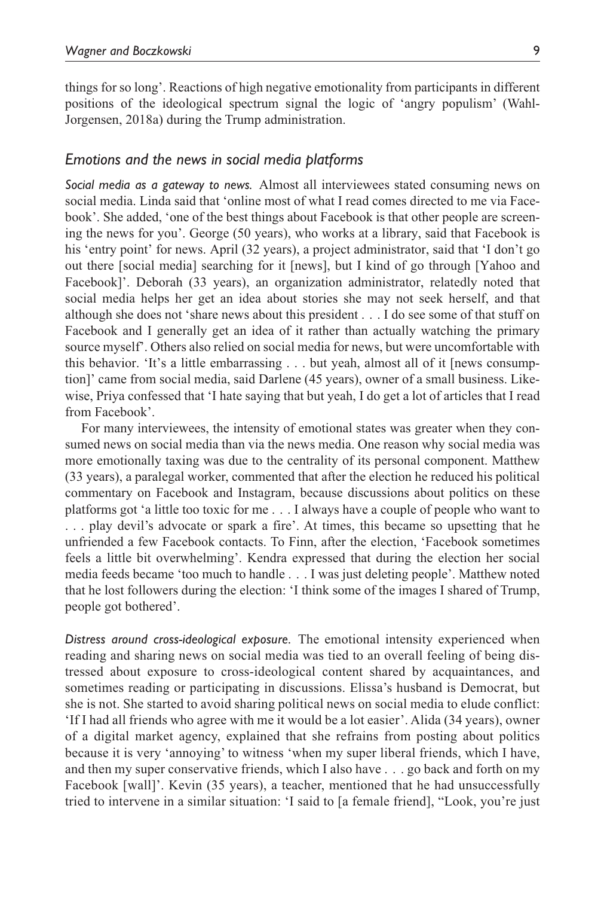things for so long'. Reactions of high negative emotionality from participants in different positions of the ideological spectrum signal the logic of 'angry populism' (Wahl-Jorgensen, 2018a) during the Trump administration.

### *Emotions and the news in social media platforms*

*Social media as a gateway to news.* Almost all interviewees stated consuming news on social media. Linda said that 'online most of what I read comes directed to me via Facebook'. She added, 'one of the best things about Facebook is that other people are screening the news for you'. George (50 years), who works at a library, said that Facebook is his 'entry point' for news. April (32 years), a project administrator, said that 'I don't go out there [social media] searching for it [news], but I kind of go through [Yahoo and Facebook]'. Deborah (33 years), an organization administrator, relatedly noted that social media helps her get an idea about stories she may not seek herself, and that although she does not 'share news about this president . . . I do see some of that stuff on Facebook and I generally get an idea of it rather than actually watching the primary source myself'. Others also relied on social media for news, but were uncomfortable with this behavior. 'It's a little embarrassing . . . but yeah, almost all of it [news consumption]' came from social media, said Darlene (45 years), owner of a small business. Likewise, Priya confessed that 'I hate saying that but yeah, I do get a lot of articles that I read from Facebook'.

For many interviewees, the intensity of emotional states was greater when they consumed news on social media than via the news media. One reason why social media was more emotionally taxing was due to the centrality of its personal component. Matthew (33 years), a paralegal worker, commented that after the election he reduced his political commentary on Facebook and Instagram, because discussions about politics on these platforms got 'a little too toxic for me . . . I always have a couple of people who want to . . . play devil's advocate or spark a fire'. At times, this became so upsetting that he unfriended a few Facebook contacts. To Finn, after the election, 'Facebook sometimes feels a little bit overwhelming'. Kendra expressed that during the election her social media feeds became 'too much to handle . . . I was just deleting people'. Matthew noted that he lost followers during the election: 'I think some of the images I shared of Trump, people got bothered'.

*Distress around cross-ideological exposure.* The emotional intensity experienced when reading and sharing news on social media was tied to an overall feeling of being distressed about exposure to cross-ideological content shared by acquaintances, and sometimes reading or participating in discussions. Elissa's husband is Democrat, but she is not. She started to avoid sharing political news on social media to elude conflict: 'If I had all friends who agree with me it would be a lot easier'. Alida (34 years), owner of a digital market agency, explained that she refrains from posting about politics because it is very 'annoying' to witness 'when my super liberal friends, which I have, and then my super conservative friends, which I also have . . . go back and forth on my Facebook [wall]'. Kevin (35 years), a teacher, mentioned that he had unsuccessfully tried to intervene in a similar situation: 'I said to [a female friend], "Look, you're just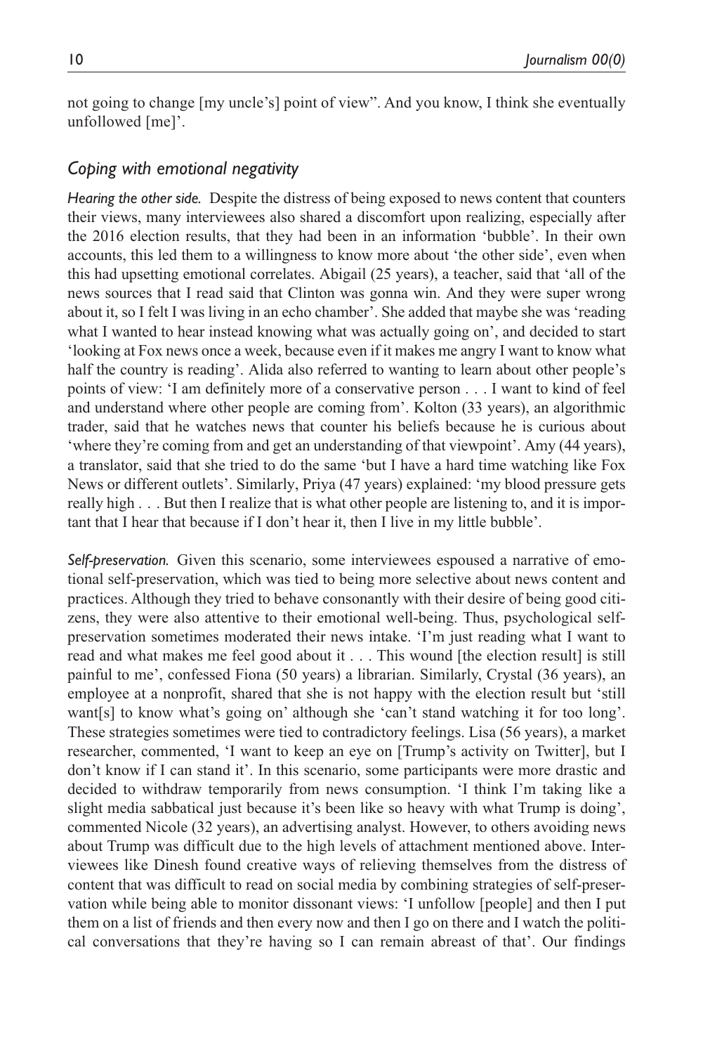not going to change [my uncle's] point of view". And you know, I think she eventually unfollowed [me]'.

### *Coping with emotional negativity*

*Hearing the other side.* Despite the distress of being exposed to news content that counters their views, many interviewees also shared a discomfort upon realizing, especially after the 2016 election results, that they had been in an information 'bubble'. In their own accounts, this led them to a willingness to know more about 'the other side', even when this had upsetting emotional correlates. Abigail (25 years), a teacher, said that 'all of the news sources that I read said that Clinton was gonna win. And they were super wrong about it, so I felt I was living in an echo chamber'. She added that maybe she was 'reading what I wanted to hear instead knowing what was actually going on', and decided to start 'looking at Fox news once a week, because even if it makes me angry I want to know what half the country is reading'. Alida also referred to wanting to learn about other people's points of view: 'I am definitely more of a conservative person . . . I want to kind of feel and understand where other people are coming from'. Kolton (33 years), an algorithmic trader, said that he watches news that counter his beliefs because he is curious about 'where they're coming from and get an understanding of that viewpoint'. Amy (44 years), a translator, said that she tried to do the same 'but I have a hard time watching like Fox News or different outlets'. Similarly, Priya (47 years) explained: 'my blood pressure gets really high . . . But then I realize that is what other people are listening to, and it is important that I hear that because if I don't hear it, then I live in my little bubble'.

*Self-preservation.* Given this scenario, some interviewees espoused a narrative of emotional self-preservation, which was tied to being more selective about news content and practices. Although they tried to behave consonantly with their desire of being good citizens, they were also attentive to their emotional well-being. Thus, psychological self-preservation sometimes moderated their news intake. 'I'm just reading what I want to read and what makes me feel good about it . . . This wound [the election result] is still painful to me', confessed Fiona (50 years) a librarian. Similarly, Crystal (36 years), an employee at a nonprofit, shared that she is not happy with the election result but 'still want[s] to know what's going on' although she 'can't stand watching it for too long'. These strategies sometimes were tied to contradictory feelings. Lisa (56 years), a market researcher, commented, 'I want to keep an eye on [Trump's activity on Twitter], but I don't know if I can stand it'. In this scenario, some participants were more drastic and decided to withdraw temporarily from news consumption. 'I think I'm taking like a slight media sabbatical just because it's been like so heavy with what Trump is doing', commented Nicole (32 years), an advertising analyst. However, to others avoiding news about Trump was difficult due to the high levels of attachment mentioned above. Interviewees like Dinesh found creative ways of relieving themselves from the distress of content that was difficult to read on social media by combining strategies of self-preservation while being able to monitor dissonant views: 'I unfollow [people] and then I put them on a list of friends and then every now and then I go on there and I watch the political conversations that they're having so I can remain abreast of that'. Our findings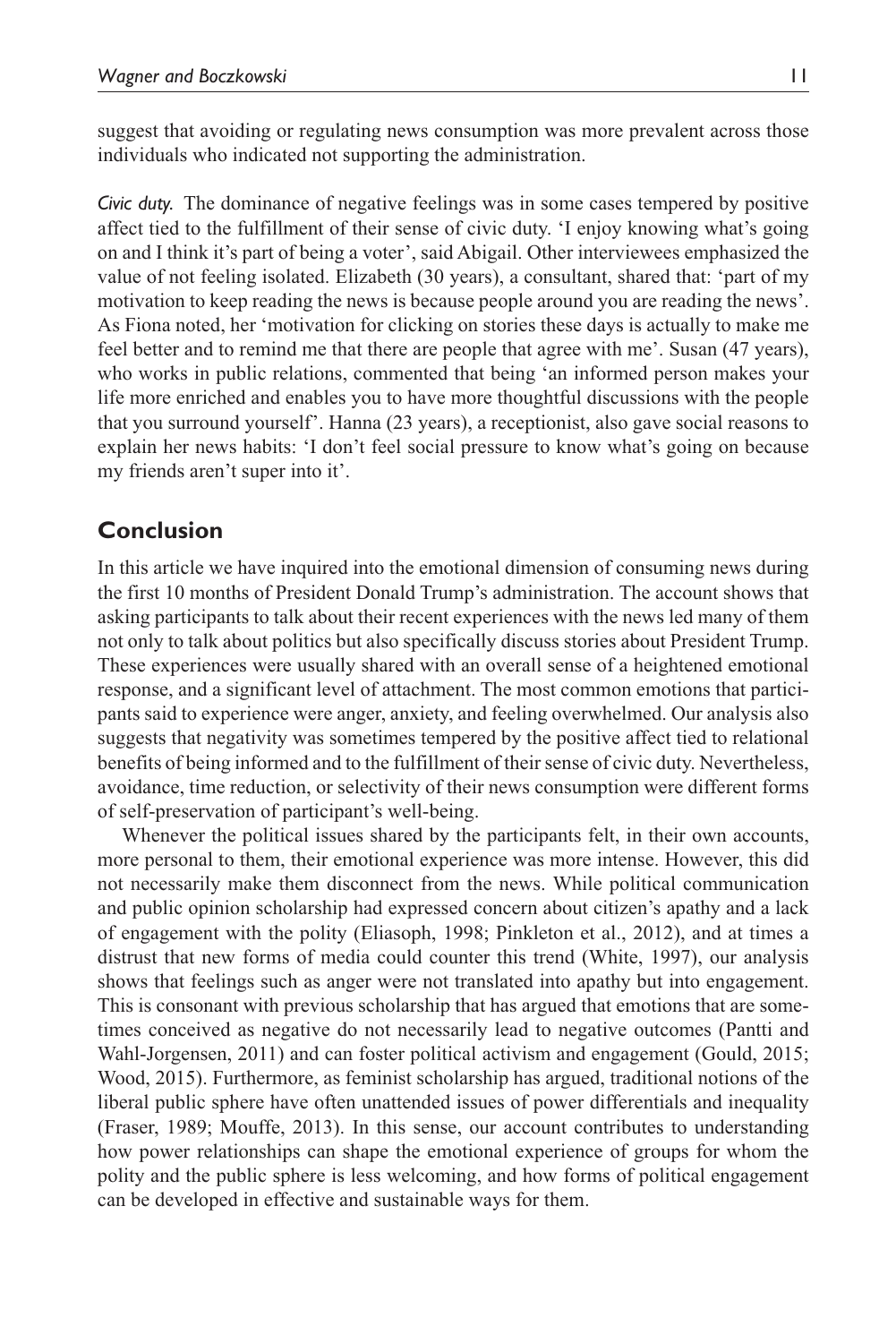suggest that avoiding or regulating news consumption was more prevalent across those individuals who indicated not supporting the administration.

*Civic duty.* The dominance of negative feelings was in some cases tempered by positive affect tied to the fulfillment of their sense of civic duty. 'I enjoy knowing what's going on and I think it's part of being a voter', said Abigail. Other interviewees emphasized the value of not feeling isolated. Elizabeth (30 years), a consultant, shared that: 'part of my motivation to keep reading the news is because people around you are reading the news'. As Fiona noted, her 'motivation for clicking on stories these days is actually to make me feel better and to remind me that there are people that agree with me'. Susan (47 years), who works in public relations, commented that being 'an informed person makes your life more enriched and enables you to have more thoughtful discussions with the people that you surround yourself'. Hanna (23 years), a receptionist, also gave social reasons to explain her news habits: 'I don't feel social pressure to know what's going on because my friends aren't super into it'.

## Conclusion

In this article we have inquired into the emotional dimension of consuming news during the first 10 months of President Donald Trump's administration. The account shows that asking participants to talk about their recent experiences with the news led many of them not only to talk about politics but also specifically discuss stories about President Trump. These experiences were usually shared with an overall sense of a heightened emotional response, and a significant level of attachment. The most common emotions that participants said to experience were anger, anxiety, and feeling overwhelmed. Our analysis also suggests that negativity was sometimes tempered by the positive affect tied to relational benefits of being informed and to the fulfillment of their sense of civic duty. Nevertheless, avoidance, time reduction, or selectivity of their news consumption were different forms of self-preservation of participant's well-being.

Whenever the political issues shared by the participants felt, in their own accounts, more personal to them, their emotional experience was more intense. However, this did not necessarily make them disconnect from the news. While political communication and public opinion scholarship had expressed concern about citizen's apathy and a lack of engagement with the polity (Eliasoph, 1998; Pinkleton et al., 2012), and at times a distrust that new forms of media could counter this trend (White, 1997), our analysis shows that feelings such as anger were not translated into apathy but into engagement. This is consonant with previous scholarship that has argued that emotions that are sometimes conceived as negative do not necessarily lead to negative outcomes (Pantti and Wahl-Jorgensen, 2011) and can foster political activism and engagement (Gould, 2015; Wood, 2015). Furthermore, as feminist scholarship has argued, traditional notions of the liberal public sphere have often unattended issues of power differentials and inequality (Fraser, 1989; Mouffe, 2013). In this sense, our account contributes to understanding how power relationships can shape the emotional experience of groups for whom the polity and the public sphere is less welcoming, and how forms of political engagement can be developed in effective and sustainable ways for them.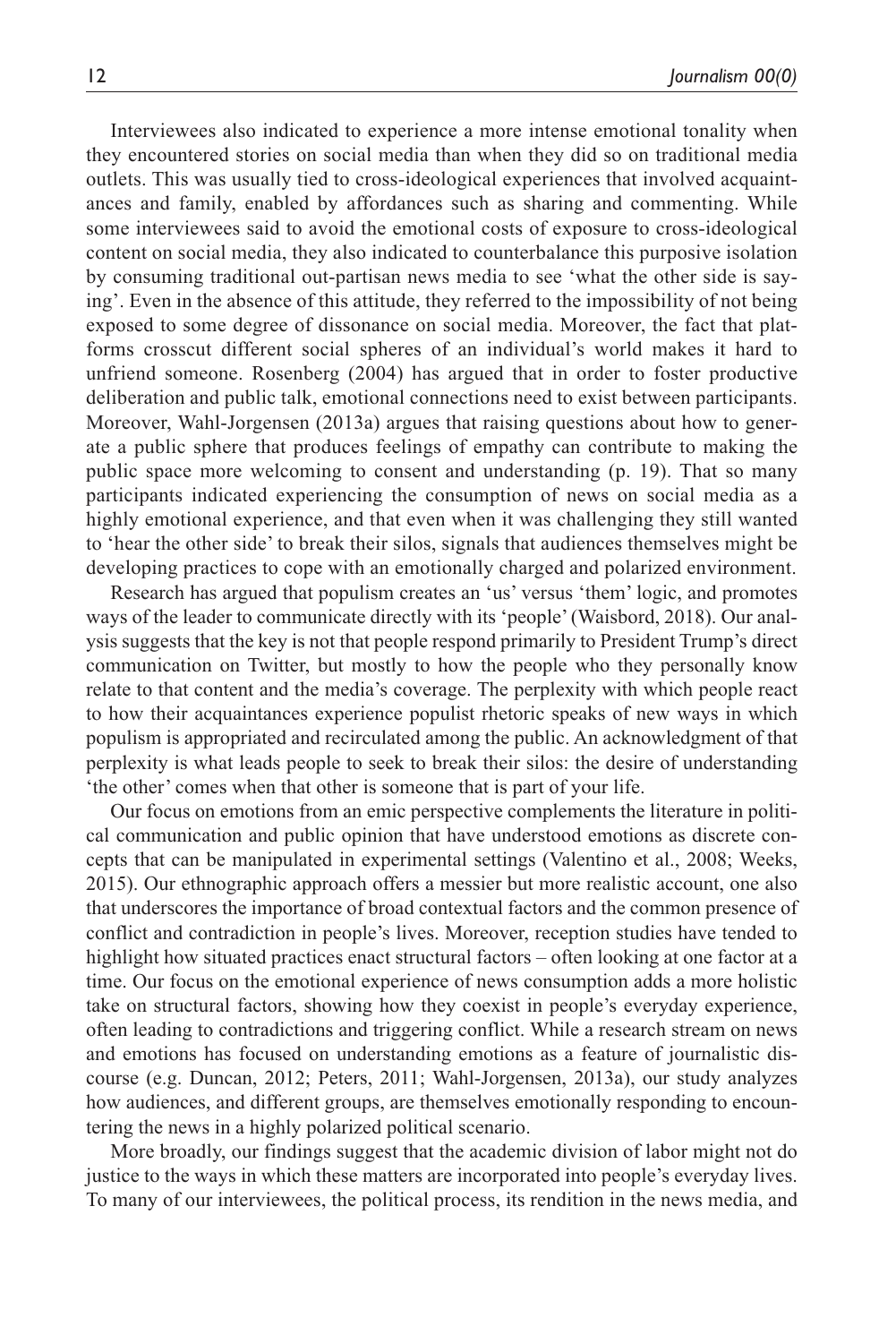Interviewees also indicated to experience a more intense emotional tonality when they encountered stories on social media than when they did so on traditional media outlets. This was usually tied to cross-ideological experiences that involved acquaintances and family, enabled by affordances such as sharing and commenting. While some interviewees said to avoid the emotional costs of exposure to cross-ideological content on social media, they also indicated to counterbalance this purposive isolation by consuming traditional out-partisan news media to see 'what the other side is saying'. Even in the absence of this attitude, they referred to the impossibility of not being exposed to some degree of dissonance on social media. Moreover, the fact that platforms crosscut different social spheres of an individual's world makes it hard to unfriend someone. Rosenberg (2004) has argued that in order to foster productive deliberation and public talk, emotional connections need to exist between participants. Moreover, Wahl-Jorgensen (2013a) argues that raising questions about how to generate a public sphere that produces feelings of empathy can contribute to making the public space more welcoming to consent and understanding (p. 19). That so many participants indicated experiencing the consumption of news on social media as a highly emotional experience, and that even when it was challenging they still wanted to 'hear the other side' to break their silos, signals that audiences themselves might be developing practices to cope with an emotionally charged and polarized environment.

Research has argued that populism creates an 'us' versus 'them' logic, and promotes ways of the leader to communicate directly with its 'people' (Waisbord, 2018). Our analysis suggests that the key is not that people respond primarily to President Trump's direct communication on Twitter, but mostly to how the people who they personally know relate to that content and the media's coverage. The perplexity with which people react to how their acquaintances experience populist rhetoric speaks of new ways in which populism is appropriated and recirculated among the public. An acknowledgment of that perplexity is what leads people to seek to break their silos: the desire of understanding 'the other' comes when that other is someone that is part of your life.

Our focus on emotions from an emic perspective complements the literature in political communication and public opinion that have understood emotions as discrete concepts that can be manipulated in experimental settings (Valentino et al., 2008; Weeks, 2015). Our ethnographic approach offers a messier but more realistic account, one also that underscores the importance of broad contextual factors and the common presence of conflict and contradiction in people's lives. Moreover, reception studies have tended to highlight how situated practices enact structural factors – often looking at one factor at a time. Our focus on the emotional experience of news consumption adds a more holistic take on structural factors, showing how they coexist in people's everyday experience, often leading to contradictions and triggering conflict. While a research stream on news and emotions has focused on understanding emotions as a feature of journalistic discourse (e.g. Duncan, 2012; Peters, 2011; Wahl-Jorgensen, 2013a), our study analyzes how audiences, and different groups, are themselves emotionally responding to encountering the news in a highly polarized political scenario.

More broadly, our findings suggest that the academic division of labor might not do justice to the ways in which these matters are incorporated into people's everyday lives. To many of our interviewees, the political process, its rendition in the news media, and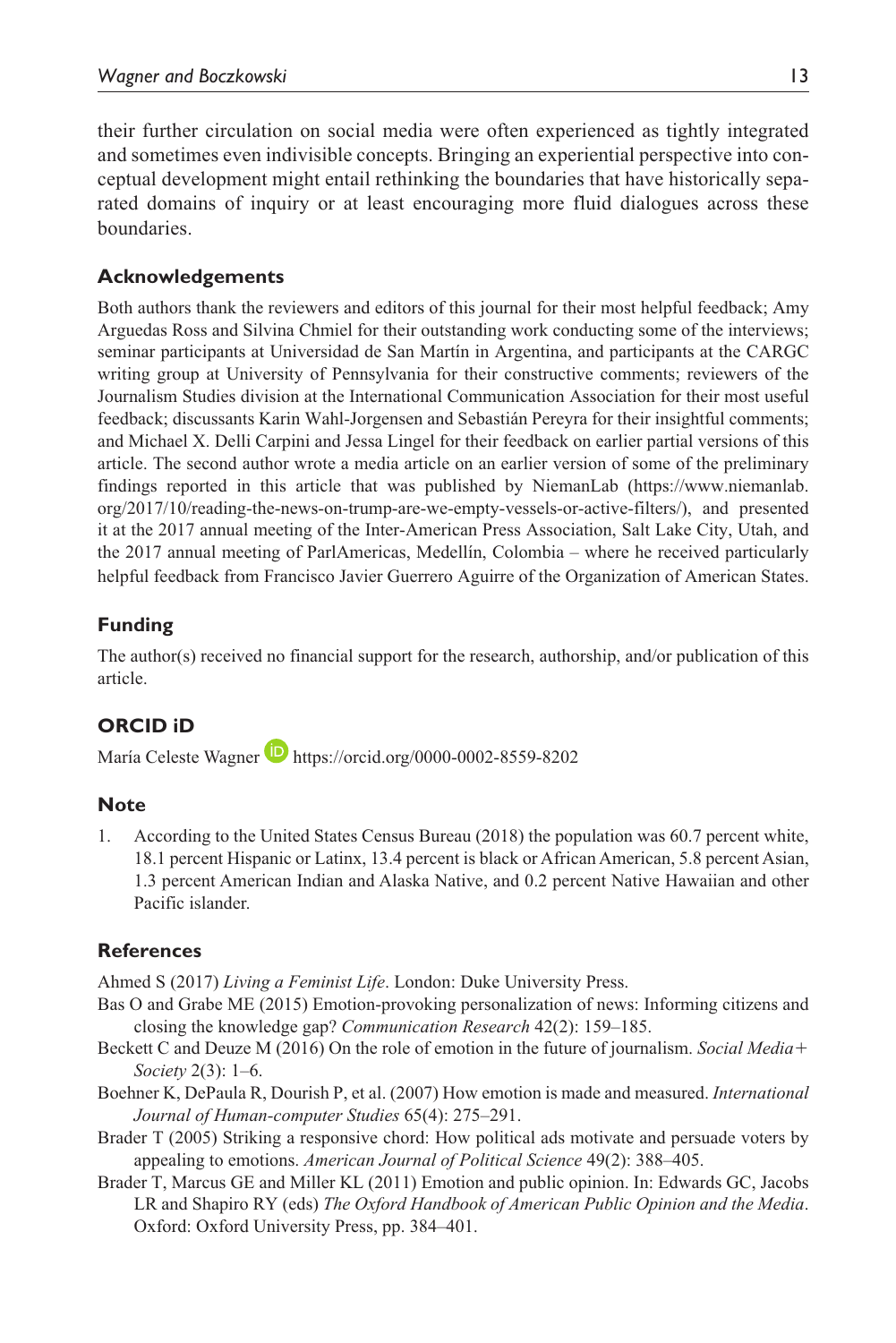their further circulation on social media were often experienced as tightly integrated and sometimes even indivisible concepts. Bringing an experiential perspective into conceptual development might entail rethinking the boundaries that have historically separated domains of inquiry or at least encouraging more fluid dialogues across these boundaries.

## Acknowledgements

Both authors thank the reviewers and editors of this journal for their most helpful feedback; Amy Arguedas Ross and Silvina Chmiel for their outstanding work conducting some of the interviews; seminar participants at Universidad de San Martín in Argentina, and participants at the CARGC writing group at University of Pennsylvania for their constructive comments; reviewers of the Journalism Studies division at the International Communication Association for their most useful feedback; discussants Karin Wahl-Jorgensen and Sebastián Pereyra for their insightful comments; and Michael X. Delli Carpini and Jessa Lingel for their feedback on earlier partial versions of this article. The second author wrote a media article on an earlier version of some of the preliminary findings reported in this article that was published by NiemanLab (https://www.niemanlab.org/2017/10/reading-the-news-on-trump-are-we-empty-vessels-or-active-filters/), and presented it at the 2017 annual meeting of the Inter-American Press Association, Salt Lake City, Utah, and the 2017 annual meeting of ParlAmericas, Medellín, Colombia – where he received particularly helpful feedback from Francisco Javier Guerrero Aguirre of the Organization of American States.

## Funding

The author(s) received no financial support for the research, authorship, and/or publication of this article.

## ORCID iD

María Celeste Wagner https://orcid.org/0000-0002-8559-8202

## Note

1. According to the United States Census Bureau (2018) the population was 60.7 percent white, 18.1 percent Hispanic or Latinx, 13.4 percent is black or African American, 5.8 percent Asian, 1.3 percent American Indian and Alaska Native, and 0.2 percent Native Hawaiian and other Pacific islander.

## References

Ahmed S (2017) *Living a Feminist Life*. London: Duke University Press.

Bas O and Grabe ME (2015) Emotion-provoking personalization of news: Informing citizens and closing the knowledge gap? *Communication Research* 42(2): 159–185.

Beckett C and Deuze M (2016) On the role of emotion in the future of journalism. *Social Media+Society* 2(3): 1–6.

Boehner K, DePaula R, Dourish P, et al. (2007) How emotion is made and measured. *International Journal of Human-computer Studies* 65(4): 275–291.

Brader T (2005) Striking a responsive chord: How political ads motivate and persuade voters by appealing to emotions. *American Journal of Political Science* 49(2): 388–405.

Brader T, Marcus GE and Miller KL (2011) Emotion and public opinion. In: Edwards GC, Jacobs LR and Shapiro RY (eds) *The Oxford Handbook of American Public Opinion and the Media*. Oxford: Oxford University Press, pp. 384–401.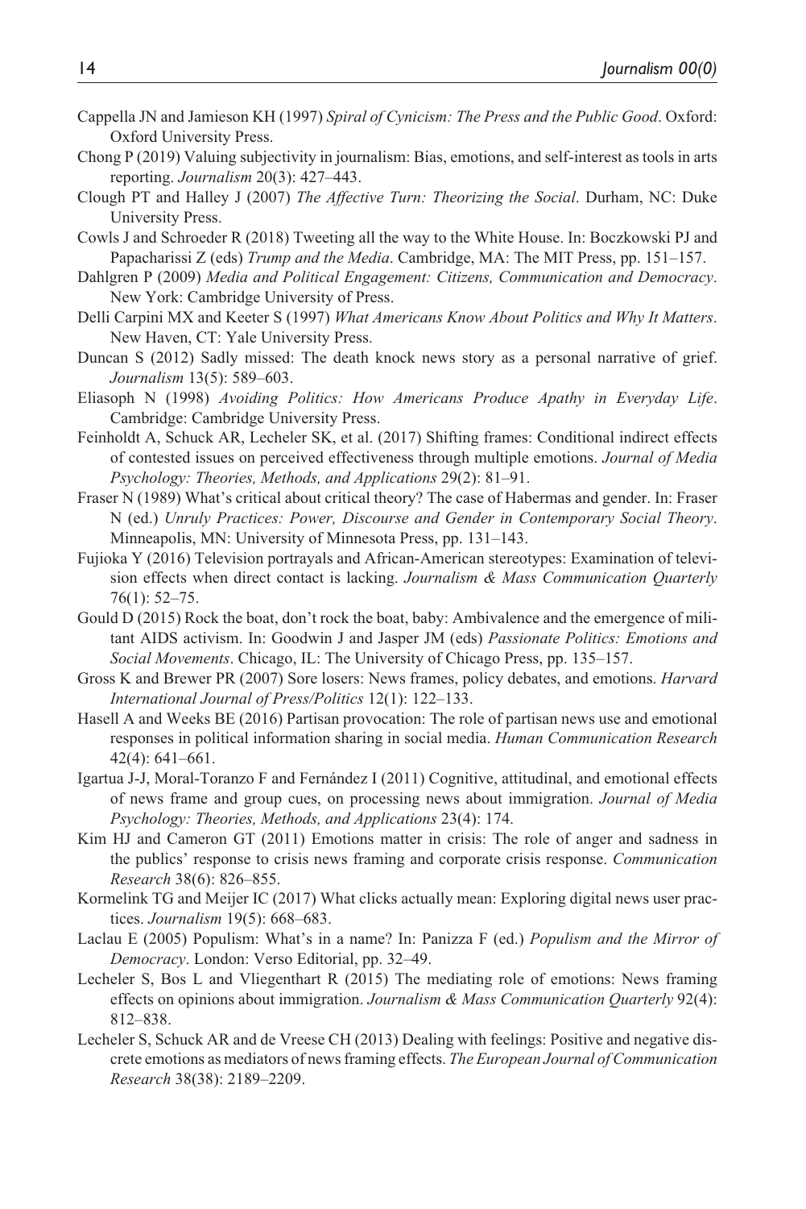Cappella JN and Jamieson KH (1997) *Spiral of Cynicism: The Press and the Public Good*. Oxford: Oxford University Press.

Chong P (2019) Valuing subjectivity in journalism: Bias, emotions, and self-interest as tools in arts reporting. *Journalism* 20(3): 427–443.

Clough PT and Halley J (2007) *The Affective Turn: Theorizing the Social*. Durham, NC: Duke University Press.

Cowls J and Schroeder R (2018) Tweeting all the way to the White House. In: Boczkowski PJ and Papacharissi Z (eds) *Trump and the Media*. Cambridge, MA: The MIT Press, pp. 151–157.

Dahlgren P (2009) *Media and Political Engagement: Citizens, Communication and Democracy*. New York: Cambridge University of Press.

Delli Carpini MX and Keeter S (1997) *What Americans Know About Politics and Why It Matters*. New Haven, CT: Yale University Press.

Duncan S (2012) Sadly missed: The death knock news story as a personal narrative of grief. *Journalism* 13(5): 589–603.

Eliasoph N (1998) *Avoiding Politics: How Americans Produce Apathy in Everyday Life*. Cambridge: Cambridge University Press.

Feinholdt A, Schuck AR, Lecheler SK, et al. (2017) Shifting frames: Conditional indirect effects of contested issues on perceived effectiveness through multiple emotions. *Journal of Media Psychology: Theories, Methods, and Applications* 29(2): 81–91.

Fraser N (1989) What's critical about critical theory? The case of Habermas and gender. In: Fraser N (ed.) *Unruly Practices: Power, Discourse and Gender in Contemporary Social Theory*. Minneapolis, MN: University of Minnesota Press, pp. 131–143.

Fujioka Y (2016) Television portrayals and African-American stereotypes: Examination of television effects when direct contact is lacking. *Journalism & Mass Communication Quarterly* 76(1): 52–75.

Gould D (2015) Rock the boat, don't rock the boat, baby: Ambivalence and the emergence of militant AIDS activism. In: Goodwin J and Jasper JM (eds) *Passionate Politics: Emotions and Social Movements*. Chicago, IL: The University of Chicago Press, pp. 135–157.

Gross K and Brewer PR (2007) Sore losers: News frames, policy debates, and emotions. *Harvard International Journal of Press/Politics* 12(1): 122–133.

Hasell A and Weeks BE (2016) Partisan provocation: The role of partisan news use and emotional responses in political information sharing in social media. *Human Communication Research* 42(4): 641–661.

Igartua J-J, Moral-Toranzo F and Fernández I (2011) Cognitive, attitudinal, and emotional effects of news frame and group cues, on processing news about immigration. *Journal of Media Psychology: Theories, Methods, and Applications* 23(4): 174.

Kim HJ and Cameron GT (2011) Emotions matter in crisis: The role of anger and sadness in the publics' response to crisis news framing and corporate crisis response. *Communication Research* 38(6): 826–855.

Kormelink TG and Meijer IC (2017) What clicks actually mean: Exploring digital news user practices. *Journalism* 19(5): 668–683.

Laclau E (2005) Populism: What's in a name? In: Panizza F (ed.) *Populism and the Mirror of Democracy*. London: Verso Editorial, pp. 32–49.

Lecheler S, Bos L and Vliegenthart R (2015) The mediating role of emotions: News framing effects on opinions about immigration. *Journalism & Mass Communication Quarterly* 92(4): 812–838.

Lecheler S, Schuck AR and de Vreese CH (2013) Dealing with feelings: Positive and negative discrete emotions as mediators of news framing effects. *The European Journal of Communication Research* 38(38): 2189–2209.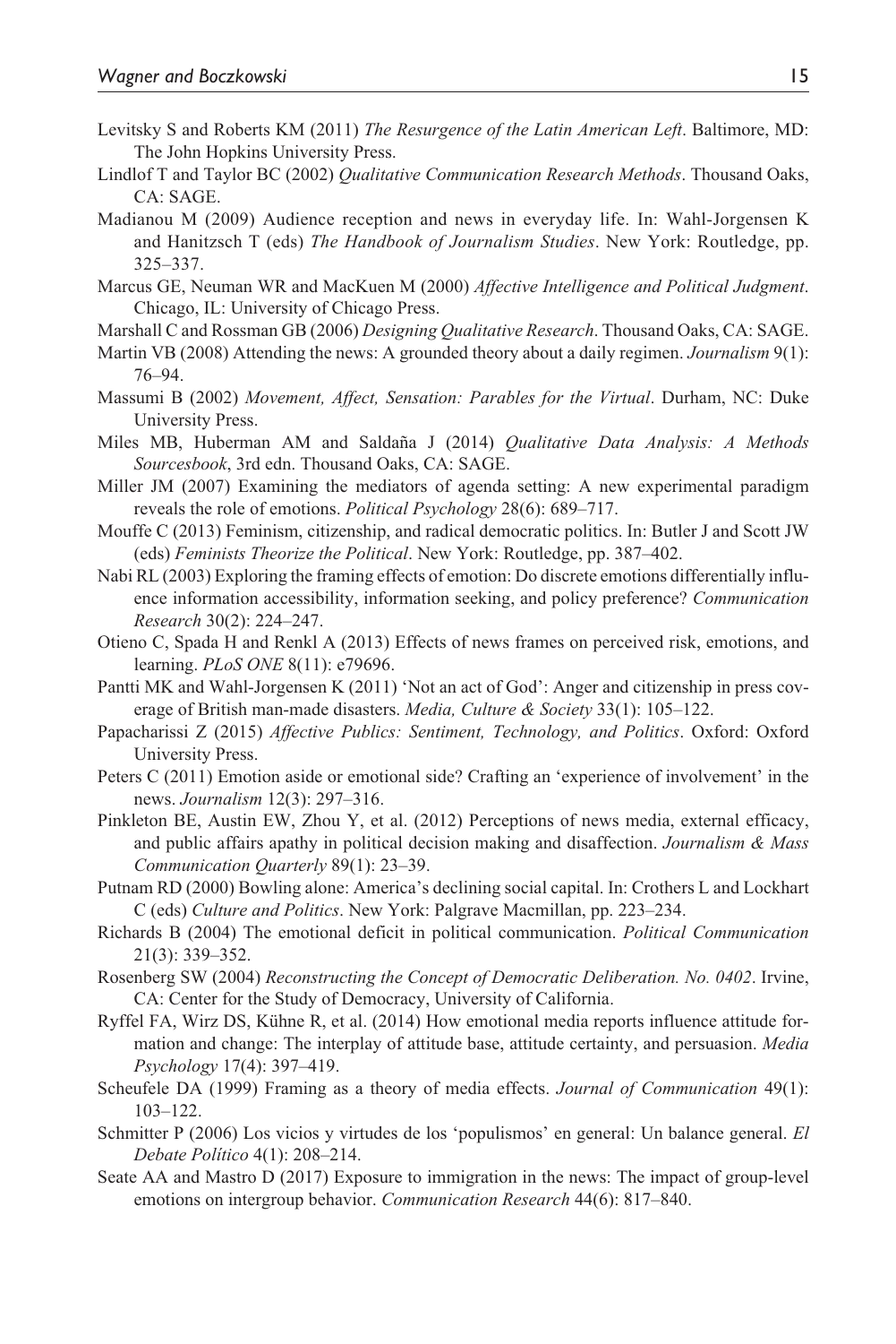Levitsky S and Roberts KM (2011) *The Resurgence of the Latin American Left*. Baltimore, MD: The John Hopkins University Press.

Lindlof T and Taylor BC (2002) *Qualitative Communication Research Methods*. Thousand Oaks, CA: SAGE.

Madianou M (2009) Audience reception and news in everyday life. In: Wahl-Jorgensen K and Hanitzsch T (eds) *The Handbook of Journalism Studies*. New York: Routledge, pp. 325–337.

Marcus GE, Neuman WR and MacKuen M (2000) *Affective Intelligence and Political Judgment*. Chicago, IL: University of Chicago Press.

Marshall C and Rossman GB (2006) *Designing Qualitative Research*. Thousand Oaks, CA: SAGE.

Martin VB (2008) Attending the news: A grounded theory about a daily regimen. *Journalism* 9(1): 76–94.

Massumi B (2002) *Movement, Affect, Sensation: Parables for the Virtual*. Durham, NC: Duke University Press.

Miles MB, Huberman AM and Saldaña J (2014) *Qualitative Data Analysis: A Methods Sourcesbook*, 3rd edn. Thousand Oaks, CA: SAGE.

Miller JM (2007) Examining the mediators of agenda setting: A new experimental paradigm reveals the role of emotions. *Political Psychology* 28(6): 689–717.

Mouffe C (2013) Feminism, citizenship, and radical democratic politics. In: Butler J and Scott JW (eds) *Feminists Theorize the Political*. New York: Routledge, pp. 387–402.

Nabi RL (2003) Exploring the framing effects of emotion: Do discrete emotions differentially influence information accessibility, information seeking, and policy preference? *Communication Research* 30(2): 224–247.

Otieno C, Spada H and Renkl A (2013) Effects of news frames on perceived risk, emotions, and learning. *PLoS ONE* 8(11): e79696.

Pantti MK and Wahl-Jorgensen K (2011) 'Not an act of God': Anger and citizenship in press coverage of British man-made disasters. *Media, Culture & Society* 33(1): 105–122.

Papacharissi Z (2015) *Affective Publics: Sentiment, Technology, and Politics*. Oxford: Oxford University Press.

Peters C (2011) Emotion aside or emotional side? Crafting an 'experience of involvement' in the news. *Journalism* 12(3): 297–316.

Pinkleton BE, Austin EW, Zhou Y, et al. (2012) Perceptions of news media, external efficacy, and public affairs apathy in political decision making and disaffection. *Journalism & Mass Communication Quarterly* 89(1): 23–39.

Putnam RD (2000) Bowling alone: America's declining social capital. In: Crothers L and Lockhart C (eds) *Culture and Politics*. New York: Palgrave Macmillan, pp. 223–234.

Richards B (2004) The emotional deficit in political communication. *Political Communication* 21(3): 339–352.

Rosenberg SW (2004) *Reconstructing the Concept of Democratic Deliberation. No. 0402*. Irvine, CA: Center for the Study of Democracy, University of California.

Ryffel FA, Wirz DS, Kühne R, et al. (2014) How emotional media reports influence attitude formation and change: The interplay of attitude base, attitude certainty, and persuasion. *Media Psychology* 17(4): 397–419.

Scheufele DA (1999) Framing as a theory of media effects. *Journal of Communication* 49(1): 103–122.

Schmitter P (2006) Los vicios y virtudes de los 'populismos' en general: Un balance general. *El Debate Político* 4(1): 208–214.

Seate AA and Mastro D (2017) Exposure to immigration in the news: The impact of group-level emotions on intergroup behavior. *Communication Research* 44(6): 817–840.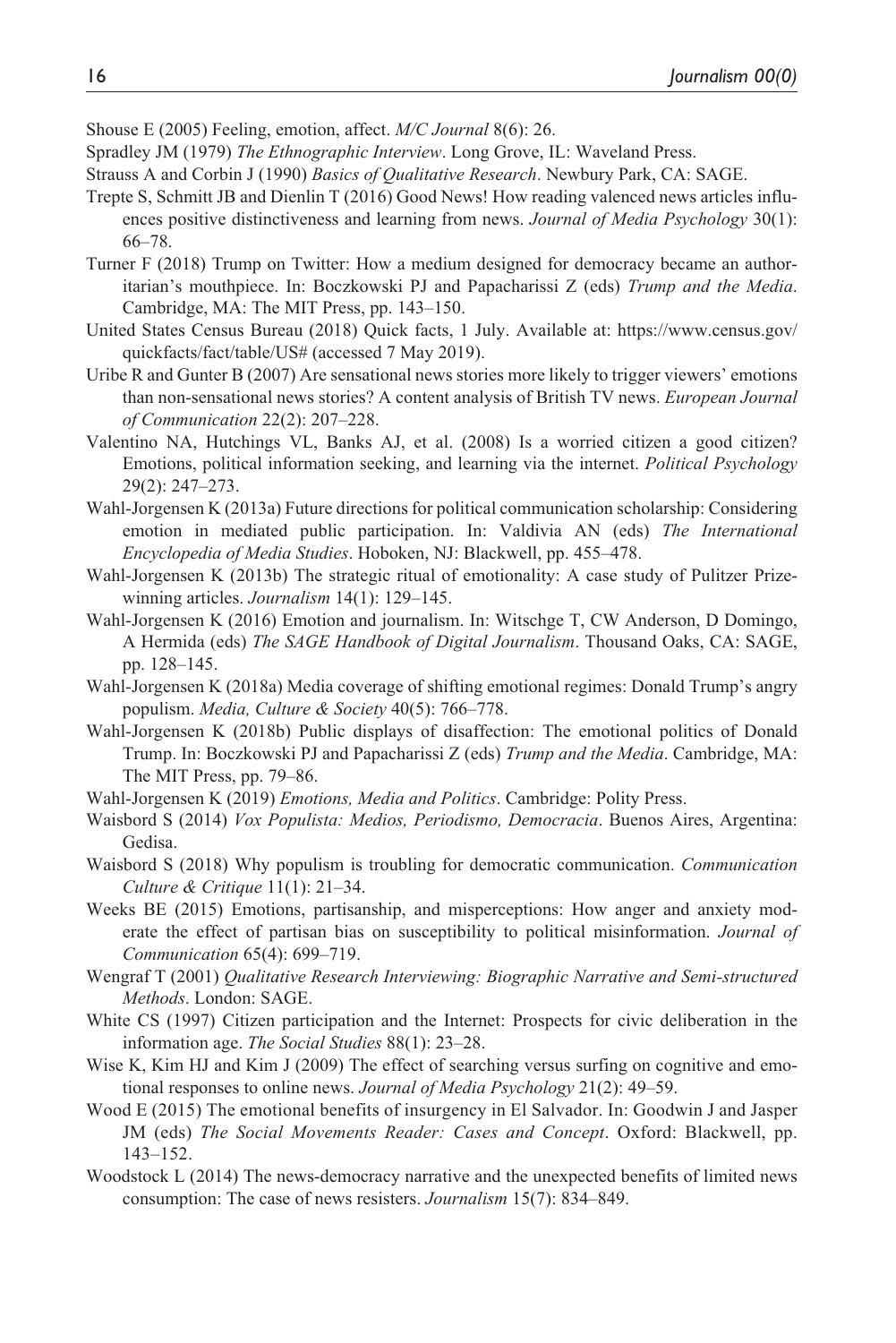Shouse E (2005) Feeling, emotion, affect. *M/C Journal* 8(6): 26.

Spradley JM (1979) *The Ethnographic Interview*. Long Grove, IL: Waveland Press.

Strauss A and Corbin J (1990) *Basics of Qualitative Research*. Newbury Park, CA: SAGE.

Trepte S, Schmitt JB and Dienlin T (2016) Good News! How reading valenced news articles influences positive distinctiveness and learning from news. *Journal of Media Psychology* 30(1): 66–78.

Turner F (2018) Trump on Twitter: How a medium designed for democracy became an authoritarian's mouthpiece. In: Boczkowski PJ and Papacharissi Z (eds) *Trump and the Media*. Cambridge, MA: The MIT Press, pp. 143–150.

United States Census Bureau (2018) Quick facts, 1 July. Available at: https://www.census.gov/quickfacts/fact/table/US# (accessed 7 May 2019).

Uribe R and Gunter B (2007) Are sensational news stories more likely to trigger viewers' emotions than non-sensational news stories? A content analysis of British TV news. *European Journal of Communication* 22(2): 207–228.

Valentino NA, Hutchings VL, Banks AJ, et al. (2008) Is a worried citizen a good citizen? Emotions, political information seeking, and learning via the internet. *Political Psychology* 29(2): 247–273.

Wahl-Jorgensen K (2013a) Future directions for political communication scholarship: Considering emotion in mediated public participation. In: Valdivia AN (eds) *The International Encyclopedia of Media Studies*. Hoboken, NJ: Blackwell, pp. 455–478.

Wahl-Jorgensen K (2013b) The strategic ritual of emotionality: A case study of Pulitzer Prize-winning articles. *Journalism* 14(1): 129–145.

Wahl-Jorgensen K (2016) Emotion and journalism. In: Witschge T, CW Anderson, D Domingo, A Hermida (eds) *The SAGE Handbook of Digital Journalism*. Thousand Oaks, CA: SAGE, pp. 128–145.

Wahl-Jorgensen K (2018a) Media coverage of shifting emotional regimes: Donald Trump's angry populism. *Media, Culture & Society* 40(5): 766–778.

Wahl-Jorgensen K (2018b) Public displays of disaffection: The emotional politics of Donald Trump. In: Boczkowski PJ and Papacharissi Z (eds) *Trump and the Media*. Cambridge, MA: The MIT Press, pp. 79–86.

Wahl-Jorgensen K (2019) *Emotions, Media and Politics*. Cambridge: Polity Press.

Waisbord S (2014) *Vox Populista: Medios, Periodismo, Democracia*. Buenos Aires, Argentina: Gedisa.

Waisbord S (2018) Why populism is troubling for democratic communication. *Communication Culture & Critique* 11(1): 21–34.

Weeks BE (2015) Emotions, partisanship, and misperceptions: How anger and anxiety moderate the effect of partisan bias on susceptibility to political misinformation. *Journal of Communication* 65(4): 699–719.

Wengraf T (2001) *Qualitative Research Interviewing: Biographic Narrative and Semi-structured Methods*. London: SAGE.

White CS (1997) Citizen participation and the Internet: Prospects for civic deliberation in the information age. *The Social Studies* 88(1): 23–28.

Wise K, Kim HJ and Kim J (2009) The effect of searching versus surfing on cognitive and emotional responses to online news. *Journal of Media Psychology* 21(2): 49–59.

Wood E (2015) The emotional benefits of insurgency in El Salvador. In: Goodwin J and Jasper JM (eds) *The Social Movements Reader: Cases and Concept*. Oxford: Blackwell, pp. 143–152.

Woodstock L (2014) The news-democracy narrative and the unexpected benefits of limited news consumption: The case of news resisters. *Journalism* 15(7): 834–849.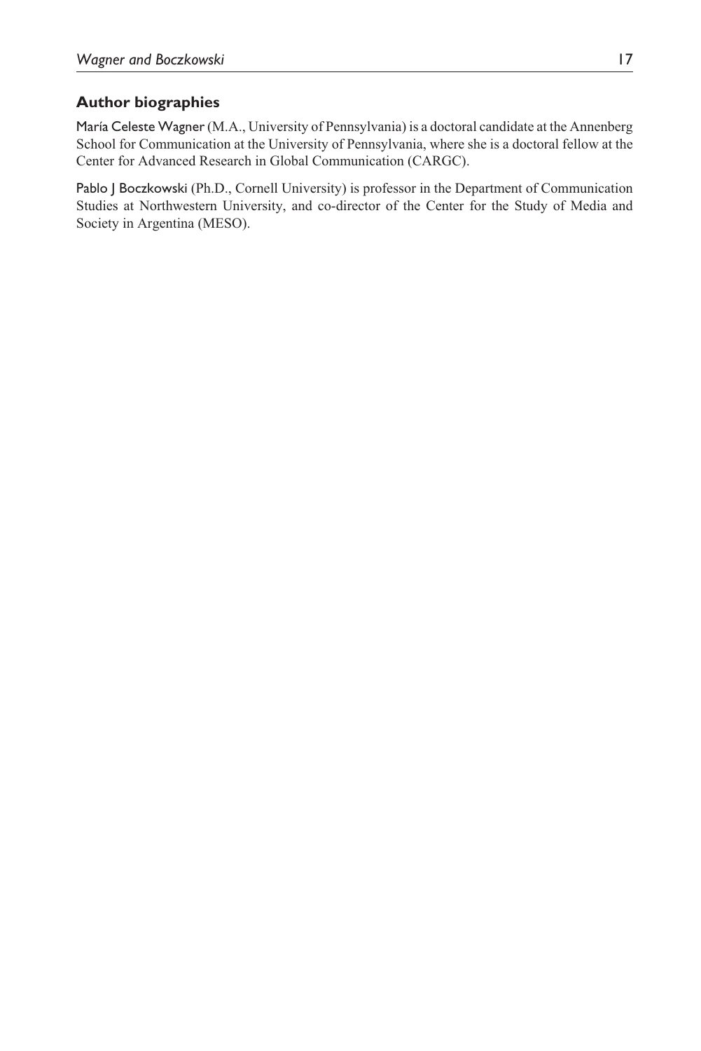## Author biographies

María Celeste Wagner (M.A., University of Pennsylvania) is a doctoral candidate at the Annenberg School for Communication at the University of Pennsylvania, where she is a doctoral fellow at the Center for Advanced Research in Global Communication (CARGC).

Pablo J Boczkowski (Ph.D., Cornell University) is professor in the Department of Communication Studies at Northwestern University, and co-director of the Center for the Study of Media and Society in Argentina (MESO).